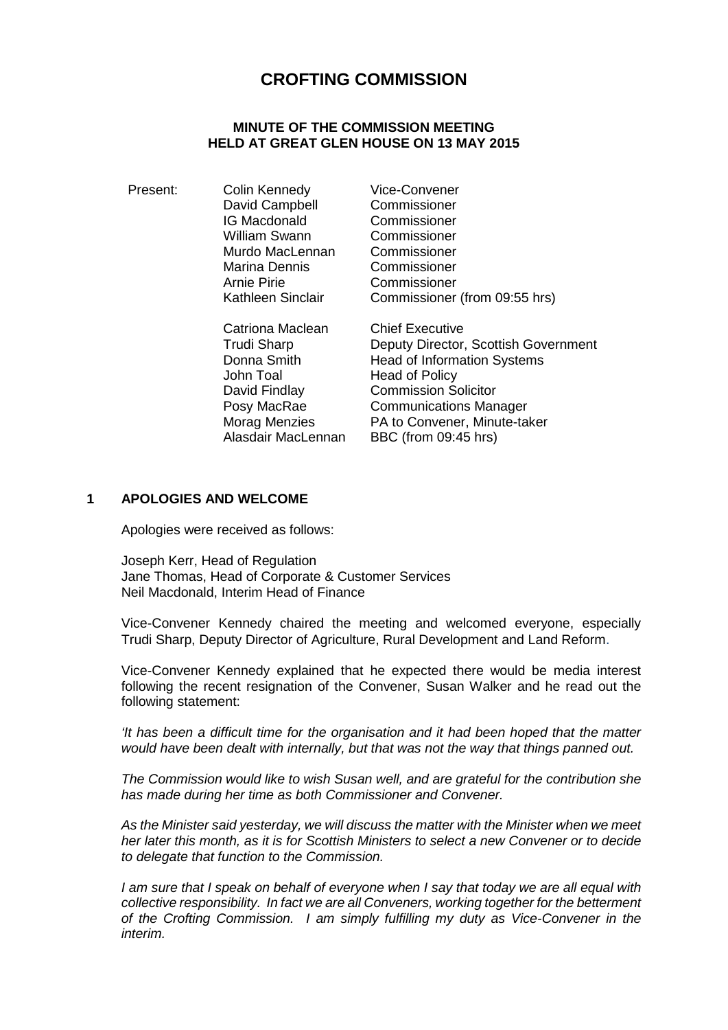# CROFTING COMMISSION

## MINUTE OF THE COMMISSION MEETING HELD AT GREAT GLEN HOUSE ON 13 MAY 2015

| Present: | | |
|---|---|---|
| | Colin Kennedy | Vice-Convener |
| | David Campbell | Commissioner |
| | IG Macdonald | Commissioner |
| | William Swann | Commissioner |
| | Murdo MacLennan | Commissioner |
| | Marina Dennis | Commissioner |
| | Arnie Pirie | Commissioner |
| | Kathleen Sinclair | Commissioner (from 09:55 hrs) |
| | Catriona Maclean | Chief Executive |
| | Trudi Sharp | Deputy Director, Scottish Government |
| | Donna Smith | Head of Information Systems |
| | John Toal | Head of Policy |
| | David Findlay | Commission Solicitor |
| | Posy MacRae | Communications Manager |
| | Morag Menzies | PA to Convener, Minute-taker |
| | Alasdair MacLennan | BBC (from 09:45 hrs) |

### 1 APOLOGIES AND WELCOME

Apologies were received as follows:

Joseph Kerr, Head of Regulation
Jane Thomas, Head of Corporate & Customer Services
Neil Macdonald, Interim Head of Finance

Vice-Convener Kennedy chaired the meeting and welcomed everyone, especially Trudi Sharp, Deputy Director of Agriculture, Rural Development and Land Reform.

Vice-Convener Kennedy explained that he expected there would be media interest following the recent resignation of the Convener, Susan Walker and he read out the following statement:

*'It has been a difficult time for the organisation and it had been hoped that the matter would have been dealt with internally, but that was not the way that things panned out.*

*The Commission would like to wish Susan well, and are grateful for the contribution she has made during her time as both Commissioner and Convener.*

*As the Minister said yesterday, we will discuss the matter with the Minister when we meet her later this month, as it is for Scottish Ministers to select a new Convener or to decide to delegate that function to the Commission.*

*I am sure that I speak on behalf of everyone when I say that today we are all equal with collective responsibility. In fact we are all Conveners, working together for the betterment of the Crofting Commission. I am simply fulfilling my duty as Vice-Convener in the interim.*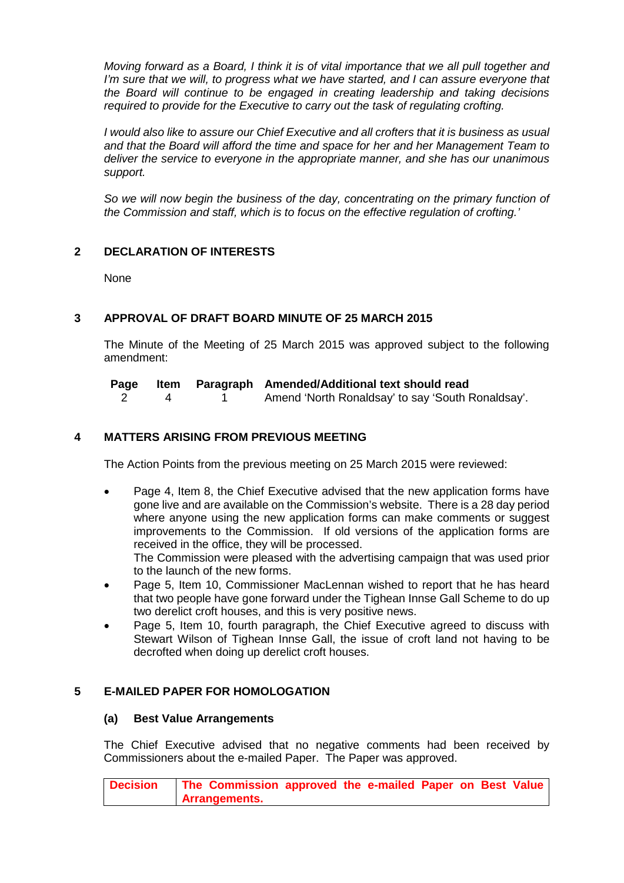*Moving forward as a Board, I think it is of vital importance that we all pull together and I'm sure that we will, to progress what we have started, and I can assure everyone that the Board will continue to be engaged in creating leadership and taking decisions required to provide for the Executive to carry out the task of regulating crofting.*

*I would also like to assure our Chief Executive and all crofters that it is business as usual and that the Board will afford the time and space for her and her Management Team to deliver the service to everyone in the appropriate manner, and she has our unanimous support.*

*So we will now begin the business of the day, concentrating on the primary function of the Commission and staff, which is to focus on the effective regulation of crofting.'*

## 2 DECLARATION OF INTERESTS

None

## 3 APPROVAL OF DRAFT BOARD MINUTE OF 25 MARCH 2015

The Minute of the Meeting of 25 March 2015 was approved subject to the following amendment:

| Page | Item | Paragraph | Amended/Additional text should read |
|---|---|---|---|
| 2 | 4 | 1 | Amend 'North Ronaldsay' to say 'South Ronaldsay'. |

## 4 MATTERS ARISING FROM PREVIOUS MEETING

The Action Points from the previous meeting on 25 March 2015 were reviewed:

- Page 4, Item 8, the Chief Executive advised that the new application forms have gone live and are available on the Commission's website. There is a 28 day period where anyone using the new application forms can make comments or suggest improvements to the Commission. If old versions of the application forms are received in the office, they will be processed.
  The Commission were pleased with the advertising campaign that was used prior to the launch of the new forms.
- Page 5, Item 10, Commissioner MacLennan wished to report that he has heard that two people have gone forward under the Tighean Innse Gall Scheme to do up two derelict croft houses, and this is very positive news.
- Page 5, Item 10, fourth paragraph, the Chief Executive agreed to discuss with Stewart Wilson of Tighean Innse Gall, the issue of croft land not having to be decrofted when doing up derelict croft houses.

## 5 E-MAILED PAPER FOR HOMOLOGATION

### (a) Best Value Arrangements

The Chief Executive advised that no negative comments had been received by Commissioners about the e-mailed Paper. The Paper was approved.

| | |
|---|---|
| **Decision** | **The Commission approved the e-mailed Paper on Best Value Arrangements.** |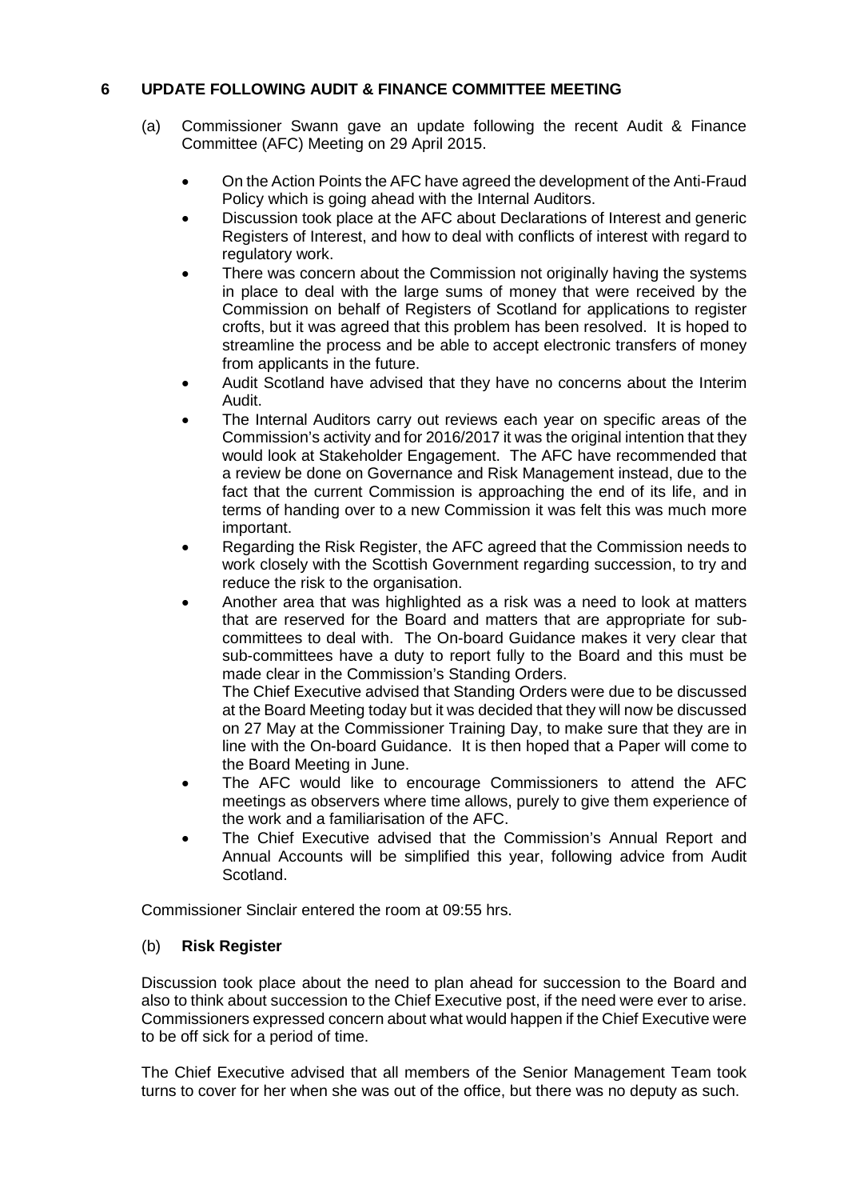## 6 UPDATE FOLLOWING AUDIT & FINANCE COMMITTEE MEETING

(a) Commissioner Swann gave an update following the recent Audit & Finance Committee (AFC) Meeting on 29 April 2015.

- On the Action Points the AFC have agreed the development of the Anti-Fraud Policy which is going ahead with the Internal Auditors.
- Discussion took place at the AFC about Declarations of Interest and generic Registers of Interest, and how to deal with conflicts of interest with regard to regulatory work.
- There was concern about the Commission not originally having the systems in place to deal with the large sums of money that were received by the Commission on behalf of Registers of Scotland for applications to register crofts, but it was agreed that this problem has been resolved. It is hoped to streamline the process and be able to accept electronic transfers of money from applicants in the future.
- Audit Scotland have advised that they have no concerns about the Interim Audit.
- The Internal Auditors carry out reviews each year on specific areas of the Commission's activity and for 2016/2017 it was the original intention that they would look at Stakeholder Engagement. The AFC have recommended that a review be done on Governance and Risk Management instead, due to the fact that the current Commission is approaching the end of its life, and in terms of handing over to a new Commission it was felt this was much more important.
- Regarding the Risk Register, the AFC agreed that the Commission needs to work closely with the Scottish Government regarding succession, to try and reduce the risk to the organisation.
- Another area that was highlighted as a risk was a need to look at matters that are reserved for the Board and matters that are appropriate for sub-committees to deal with. The On-board Guidance makes it very clear that sub-committees have a duty to report fully to the Board and this must be made clear in the Commission's Standing Orders.
  The Chief Executive advised that Standing Orders were due to be discussed at the Board Meeting today but it was decided that they will now be discussed on 27 May at the Commissioner Training Day, to make sure that they are in line with the On-board Guidance. It is then hoped that a Paper will come to the Board Meeting in June.
- The AFC would like to encourage Commissioners to attend the AFC meetings as observers where time allows, purely to give them experience of the work and a familiarisation of the AFC.
- The Chief Executive advised that the Commission's Annual Report and Annual Accounts will be simplified this year, following advice from Audit Scotland.

Commissioner Sinclair entered the room at 09:55 hrs.

(b) **Risk Register**

Discussion took place about the need to plan ahead for succession to the Board and also to think about succession to the Chief Executive post, if the need were ever to arise. Commissioners expressed concern about what would happen if the Chief Executive were to be off sick for a period of time.

The Chief Executive advised that all members of the Senior Management Team took turns to cover for her when she was out of the office, but there was no deputy as such.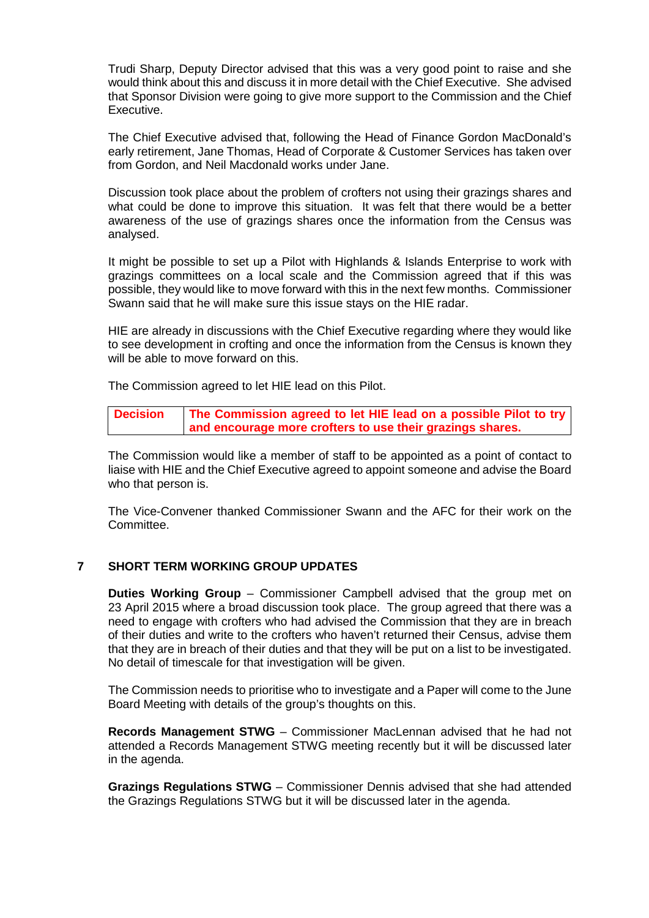Trudi Sharp, Deputy Director advised that this was a very good point to raise and she would think about this and discuss it in more detail with the Chief Executive. She advised that Sponsor Division were going to give more support to the Commission and the Chief Executive.

The Chief Executive advised that, following the Head of Finance Gordon MacDonald's early retirement, Jane Thomas, Head of Corporate & Customer Services has taken over from Gordon, and Neil Macdonald works under Jane.

Discussion took place about the problem of crofters not using their grazings shares and what could be done to improve this situation. It was felt that there would be a better awareness of the use of grazings shares once the information from the Census was analysed.

It might be possible to set up a Pilot with Highlands & Islands Enterprise to work with grazings committees on a local scale and the Commission agreed that if this was possible, they would like to move forward with this in the next few months. Commissioner Swann said that he will make sure this issue stays on the HIE radar.

HIE are already in discussions with the Chief Executive regarding where they would like to see development in crofting and once the information from the Census is known they will be able to move forward on this.

The Commission agreed to let HIE lead on this Pilot.

| | |
|---|---|
| **Decision** | **The Commission agreed to let HIE lead on a possible Pilot to try and encourage more crofters to use their grazings shares.** |

The Commission would like a member of staff to be appointed as a point of contact to liaise with HIE and the Chief Executive agreed to appoint someone and advise the Board who that person is.

The Vice-Convener thanked Commissioner Swann and the AFC for their work on the Committee.

## 7 SHORT TERM WORKING GROUP UPDATES

**Duties Working Group** – Commissioner Campbell advised that the group met on 23 April 2015 where a broad discussion took place. The group agreed that there was a need to engage with crofters who had advised the Commission that they are in breach of their duties and write to the crofters who haven't returned their Census, advise them that they are in breach of their duties and that they will be put on a list to be investigated. No detail of timescale for that investigation will be given.

The Commission needs to prioritise who to investigate and a Paper will come to the June Board Meeting with details of the group's thoughts on this.

**Records Management STWG** – Commissioner MacLennan advised that he had not attended a Records Management STWG meeting recently but it will be discussed later in the agenda.

**Grazings Regulations STWG** – Commissioner Dennis advised that she had attended the Grazings Regulations STWG but it will be discussed later in the agenda.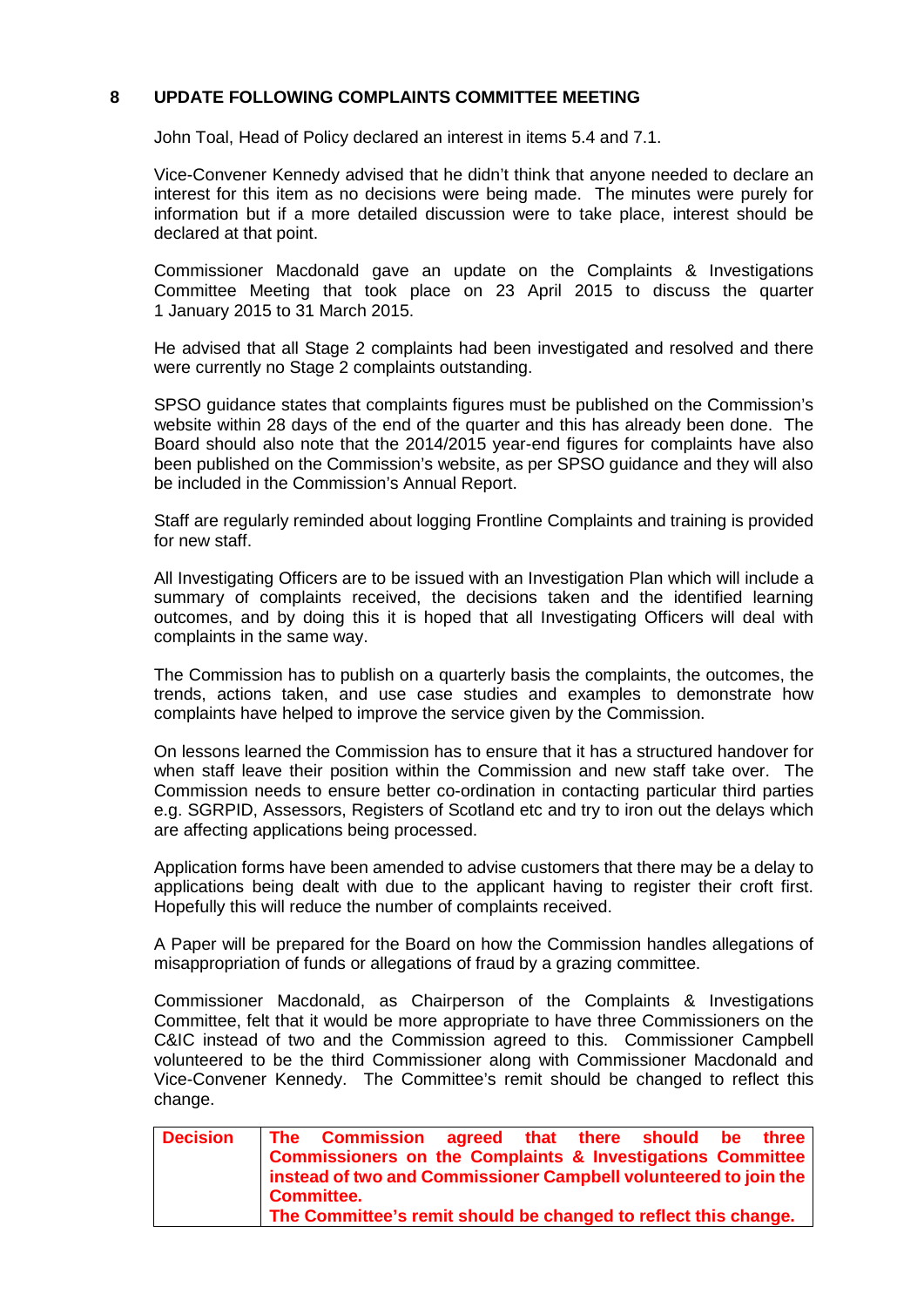## 8 UPDATE FOLLOWING COMPLAINTS COMMITTEE MEETING

John Toal, Head of Policy declared an interest in items 5.4 and 7.1.

Vice-Convener Kennedy advised that he didn't think that anyone needed to declare an interest for this item as no decisions were being made. The minutes were purely for information but if a more detailed discussion were to take place, interest should be declared at that point.

Commissioner Macdonald gave an update on the Complaints & Investigations Committee Meeting that took place on 23 April 2015 to discuss the quarter 1 January 2015 to 31 March 2015.

He advised that all Stage 2 complaints had been investigated and resolved and there were currently no Stage 2 complaints outstanding.

SPSO guidance states that complaints figures must be published on the Commission's website within 28 days of the end of the quarter and this has already been done. The Board should also note that the 2014/2015 year-end figures for complaints have also been published on the Commission's website, as per SPSO guidance and they will also be included in the Commission's Annual Report.

Staff are regularly reminded about logging Frontline Complaints and training is provided for new staff.

All Investigating Officers are to be issued with an Investigation Plan which will include a summary of complaints received, the decisions taken and the identified learning outcomes, and by doing this it is hoped that all Investigating Officers will deal with complaints in the same way.

The Commission has to publish on a quarterly basis the complaints, the outcomes, the trends, actions taken, and use case studies and examples to demonstrate how complaints have helped to improve the service given by the Commission.

On lessons learned the Commission has to ensure that it has a structured handover for when staff leave their position within the Commission and new staff take over. The Commission needs to ensure better co-ordination in contacting particular third parties e.g. SGRPID, Assessors, Registers of Scotland etc and try to iron out the delays which are affecting applications being processed.

Application forms have been amended to advise customers that there may be a delay to applications being dealt with due to the applicant having to register their croft first. Hopefully this will reduce the number of complaints received.

A Paper will be prepared for the Board on how the Commission handles allegations of misappropriation of funds or allegations of fraud by a grazing committee.

Commissioner Macdonald, as Chairperson of the Complaints & Investigations Committee, felt that it would be more appropriate to have three Commissioners on the C&IC instead of two and the Commission agreed to this. Commissioner Campbell volunteered to be the third Commissioner along with Commissioner Macdonald and Vice-Convener Kennedy. The Committee's remit should be changed to reflect this change.

| | |
|---|---|
| **Decision** | **The Commission agreed that there should be three Commissioners on the Complaints & Investigations Committee instead of two and Commissioner Campbell volunteered to join the Committee.**<br>**The Committee's remit should be changed to reflect this change.** |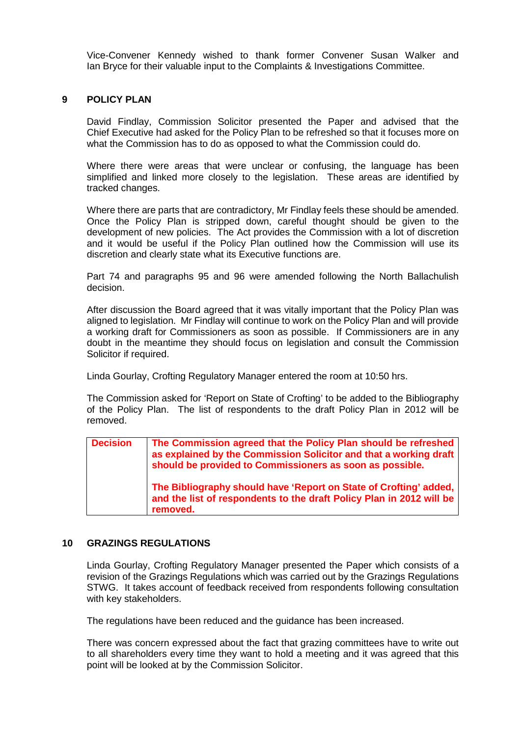Vice-Convener Kennedy wished to thank former Convener Susan Walker and Ian Bryce for their valuable input to the Complaints & Investigations Committee.

## 9 POLICY PLAN

David Findlay, Commission Solicitor presented the Paper and advised that the Chief Executive had asked for the Policy Plan to be refreshed so that it focuses more on what the Commission has to do as opposed to what the Commission could do.

Where there were areas that were unclear or confusing, the language has been simplified and linked more closely to the legislation. These areas are identified by tracked changes.

Where there are parts that are contradictory, Mr Findlay feels these should be amended. Once the Policy Plan is stripped down, careful thought should be given to the development of new policies. The Act provides the Commission with a lot of discretion and it would be useful if the Policy Plan outlined how the Commission will use its discretion and clearly state what its Executive functions are.

Part 74 and paragraphs 95 and 96 were amended following the North Ballachulish decision.

After discussion the Board agreed that it was vitally important that the Policy Plan was aligned to legislation. Mr Findlay will continue to work on the Policy Plan and will provide a working draft for Commissioners as soon as possible. If Commissioners are in any doubt in the meantime they should focus on legislation and consult the Commission Solicitor if required.

Linda Gourlay, Crofting Regulatory Manager entered the room at 10:50 hrs.

The Commission asked for 'Report on State of Crofting' to be added to the Bibliography of the Policy Plan. The list of respondents to the draft Policy Plan in 2012 will be removed.

| | |
|---|---|
| **Decision** | **The Commission agreed that the Policy Plan should be refreshed as explained by the Commission Solicitor and that a working draft should be provided to Commissioners as soon as possible.**<br><br>**The Bibliography should have 'Report on State of Crofting' added, and the list of respondents to the draft Policy Plan in 2012 will be removed.** |

## 10 GRAZINGS REGULATIONS

Linda Gourlay, Crofting Regulatory Manager presented the Paper which consists of a revision of the Grazings Regulations which was carried out by the Grazings Regulations STWG. It takes account of feedback received from respondents following consultation with key stakeholders.

The regulations have been reduced and the guidance has been increased.

There was concern expressed about the fact that grazing committees have to write out to all shareholders every time they want to hold a meeting and it was agreed that this point will be looked at by the Commission Solicitor.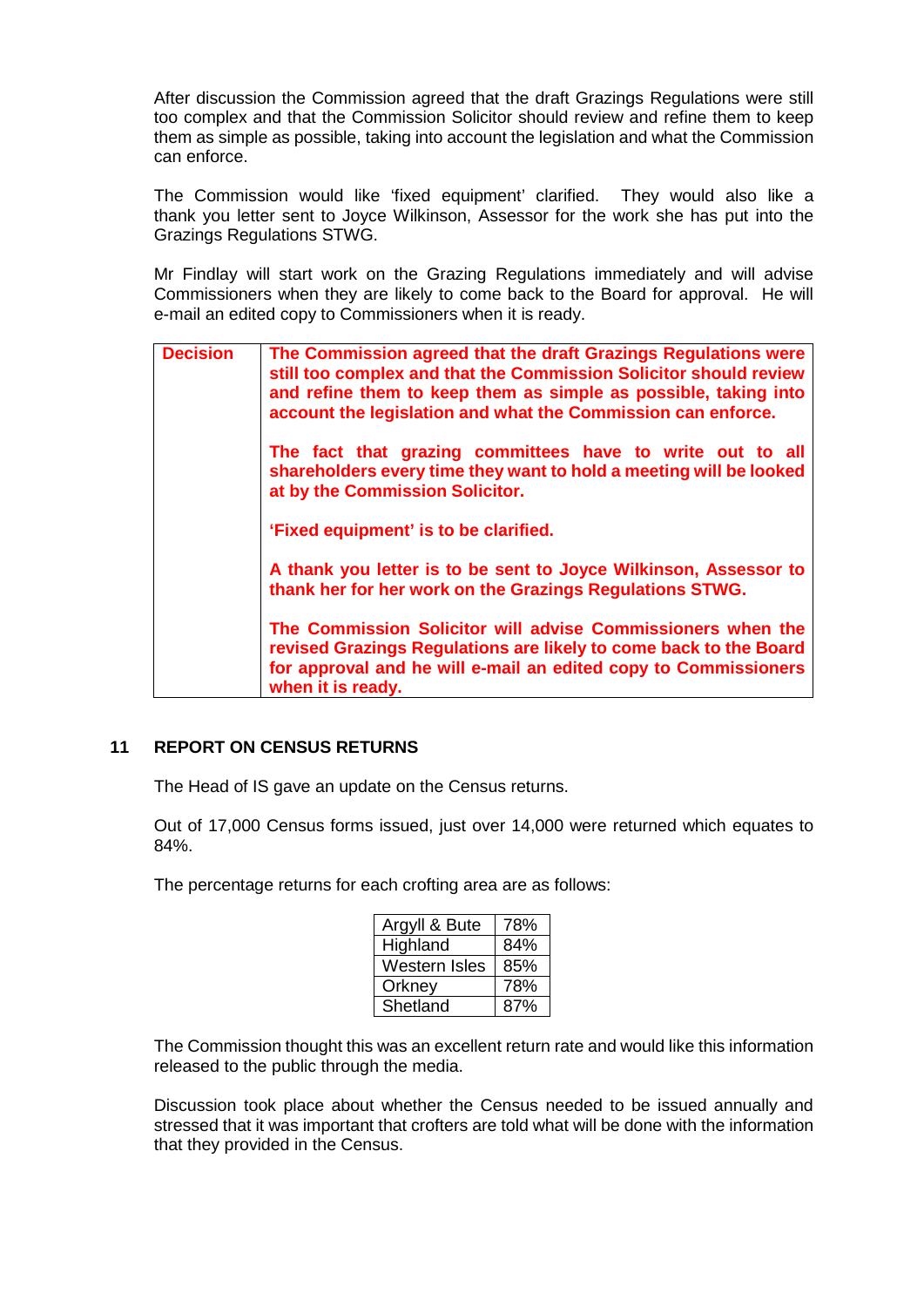After discussion the Commission agreed that the draft Grazings Regulations were still too complex and that the Commission Solicitor should review and refine them to keep them as simple as possible, taking into account the legislation and what the Commission can enforce.

The Commission would like 'fixed equipment' clarified. They would also like a thank you letter sent to Joyce Wilkinson, Assessor for the work she has put into the Grazings Regulations STWG.

Mr Findlay will start work on the Grazing Regulations immediately and will advise Commissioners when they are likely to come back to the Board for approval. He will e-mail an edited copy to Commissioners when it is ready.

| **Decision** | **The Commission agreed that the draft Grazings Regulations were still too complex and that the Commission Solicitor should review and refine them to keep them as simple as possible, taking into account the legislation and what the Commission can enforce.**<br><br>**The fact that grazing committees have to write out to all shareholders every time they want to hold a meeting will be looked at by the Commission Solicitor.**<br><br>**'Fixed equipment' is to be clarified.**<br><br>**A thank you letter is to be sent to Joyce Wilkinson, Assessor to thank her for her work on the Grazings Regulations STWG.**<br><br>**The Commission Solicitor will advise Commissioners when the revised Grazings Regulations are likely to come back to the Board for approval and he will e-mail an edited copy to Commissioners when it is ready.** |
|---|---|

## 11 REPORT ON CENSUS RETURNS

The Head of IS gave an update on the Census returns.

Out of 17,000 Census forms issued, just over 14,000 were returned which equates to 84%.

The percentage returns for each crofting area are as follows:

| Area | Return |
|---|---|
| Argyll & Bute | 78% |
| Highland | 84% |
| Western Isles | 85% |
| Orkney | 78% |
| Shetland | 87% |

The Commission thought this was an excellent return rate and would like this information released to the public through the media.

Discussion took place about whether the Census needed to be issued annually and stressed that it was important that crofters are told what will be done with the information that they provided in the Census.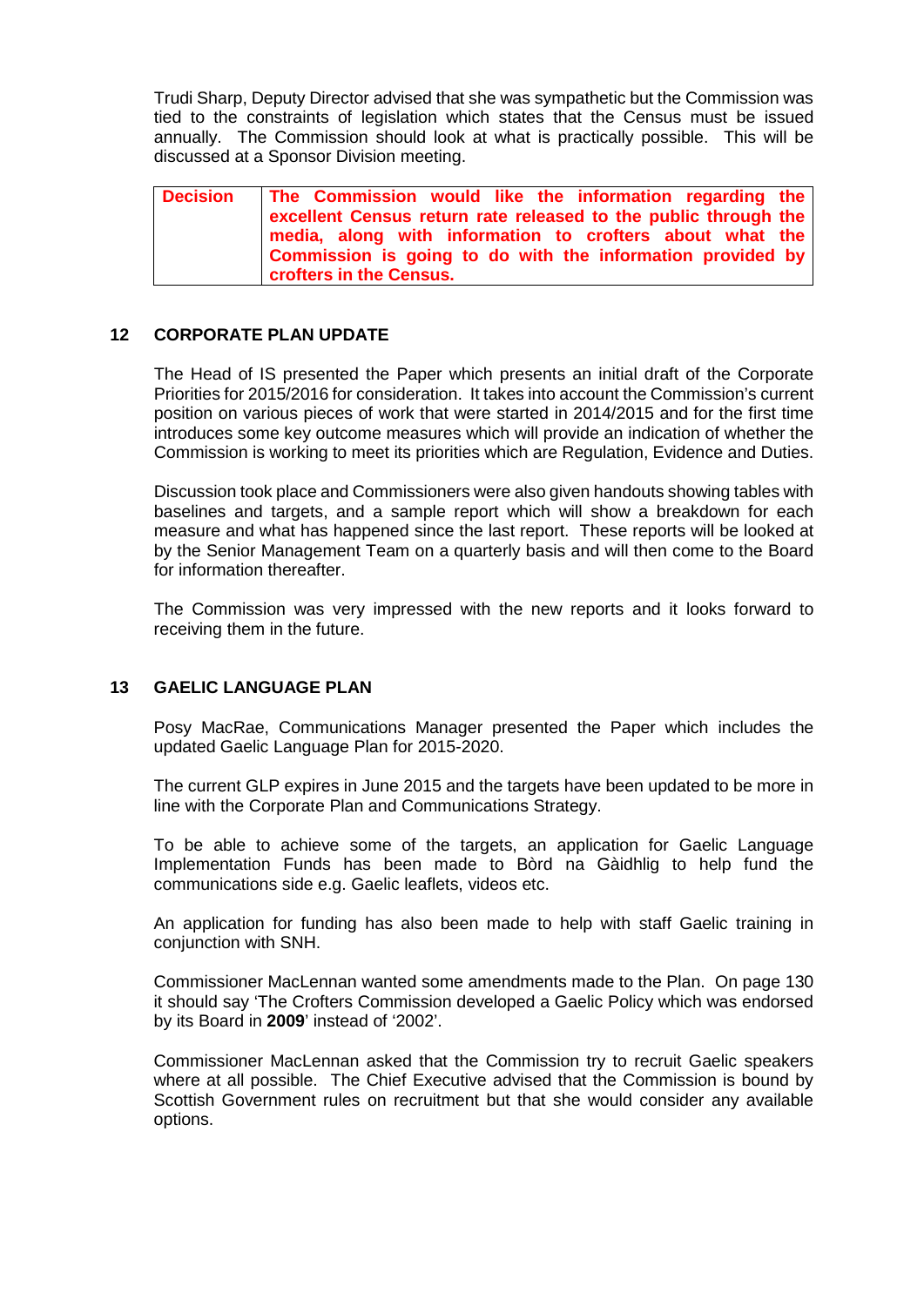Trudi Sharp, Deputy Director advised that she was sympathetic but the Commission was tied to the constraints of legislation which states that the Census must be issued annually. The Commission should look at what is practically possible. This will be discussed at a Sponsor Division meeting.

| | |
|---|---|
| **Decision** | **The Commission would like the information regarding the excellent Census return rate released to the public through the media, along with information to crofters about what the Commission is going to do with the information provided by crofters in the Census.** |

## 12 CORPORATE PLAN UPDATE

The Head of IS presented the Paper which presents an initial draft of the Corporate Priorities for 2015/2016 for consideration. It takes into account the Commission's current position on various pieces of work that were started in 2014/2015 and for the first time introduces some key outcome measures which will provide an indication of whether the Commission is working to meet its priorities which are Regulation, Evidence and Duties.

Discussion took place and Commissioners were also given handouts showing tables with baselines and targets, and a sample report which will show a breakdown for each measure and what has happened since the last report. These reports will be looked at by the Senior Management Team on a quarterly basis and will then come to the Board for information thereafter.

The Commission was very impressed with the new reports and it looks forward to receiving them in the future.

## 13 GAELIC LANGUAGE PLAN

Posy MacRae, Communications Manager presented the Paper which includes the updated Gaelic Language Plan for 2015-2020.

The current GLP expires in June 2015 and the targets have been updated to be more in line with the Corporate Plan and Communications Strategy.

To be able to achieve some of the targets, an application for Gaelic Language Implementation Funds has been made to Bòrd na Gàidhlig to help fund the communications side e.g. Gaelic leaflets, videos etc.

An application for funding has also been made to help with staff Gaelic training in conjunction with SNH.

Commissioner MacLennan wanted some amendments made to the Plan. On page 130 it should say 'The Crofters Commission developed a Gaelic Policy which was endorsed by its Board in **2009**' instead of '2002'.

Commissioner MacLennan asked that the Commission try to recruit Gaelic speakers where at all possible. The Chief Executive advised that the Commission is bound by Scottish Government rules on recruitment but that she would consider any available options.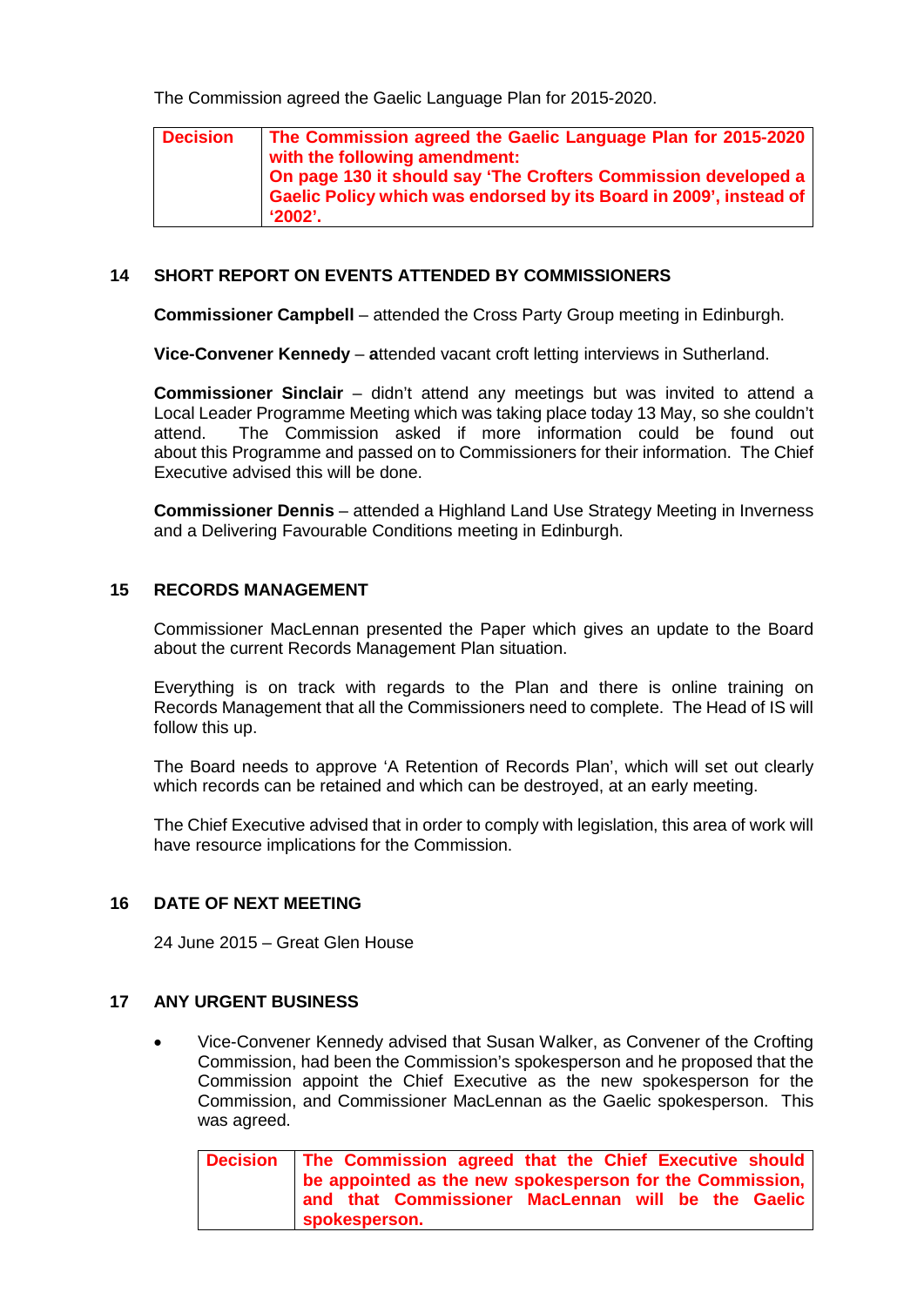The Commission agreed the Gaelic Language Plan for 2015-2020.

| | |
|---|---|
| **Decision** | **The Commission agreed the Gaelic Language Plan for 2015-2020 with the following amendment: On page 130 it should say 'The Crofters Commission developed a Gaelic Policy which was endorsed by its Board in 2009', instead of '2002'.** |

## 14 SHORT REPORT ON EVENTS ATTENDED BY COMMISSIONERS

**Commissioner Campbell** – attended the Cross Party Group meeting in Edinburgh.

**Vice-Convener Kennedy** – **a**ttended vacant croft letting interviews in Sutherland.

**Commissioner Sinclair** – didn't attend any meetings but was invited to attend a Local Leader Programme Meeting which was taking place today 13 May, so she couldn't attend. The Commission asked if more information could be found out about this Programme and passed on to Commissioners for their information. The Chief Executive advised this will be done.

**Commissioner Dennis** – attended a Highland Land Use Strategy Meeting in Inverness and a Delivering Favourable Conditions meeting in Edinburgh.

## 15 RECORDS MANAGEMENT

Commissioner MacLennan presented the Paper which gives an update to the Board about the current Records Management Plan situation.

Everything is on track with regards to the Plan and there is online training on Records Management that all the Commissioners need to complete. The Head of IS will follow this up.

The Board needs to approve 'A Retention of Records Plan', which will set out clearly which records can be retained and which can be destroyed, at an early meeting.

The Chief Executive advised that in order to comply with legislation, this area of work will have resource implications for the Commission.

## 16 DATE OF NEXT MEETING

24 June 2015 – Great Glen House

## 17 ANY URGENT BUSINESS

- Vice-Convener Kennedy advised that Susan Walker, as Convener of the Crofting Commission, had been the Commission's spokesperson and he proposed that the Commission appoint the Chief Executive as the new spokesperson for the Commission, and Commissioner MacLennan as the Gaelic spokesperson. This was agreed.

| | |
|---|---|
| **Decision** | **The Commission agreed that the Chief Executive should be appointed as the new spokesperson for the Commission, and that Commissioner MacLennan will be the Gaelic spokesperson.** |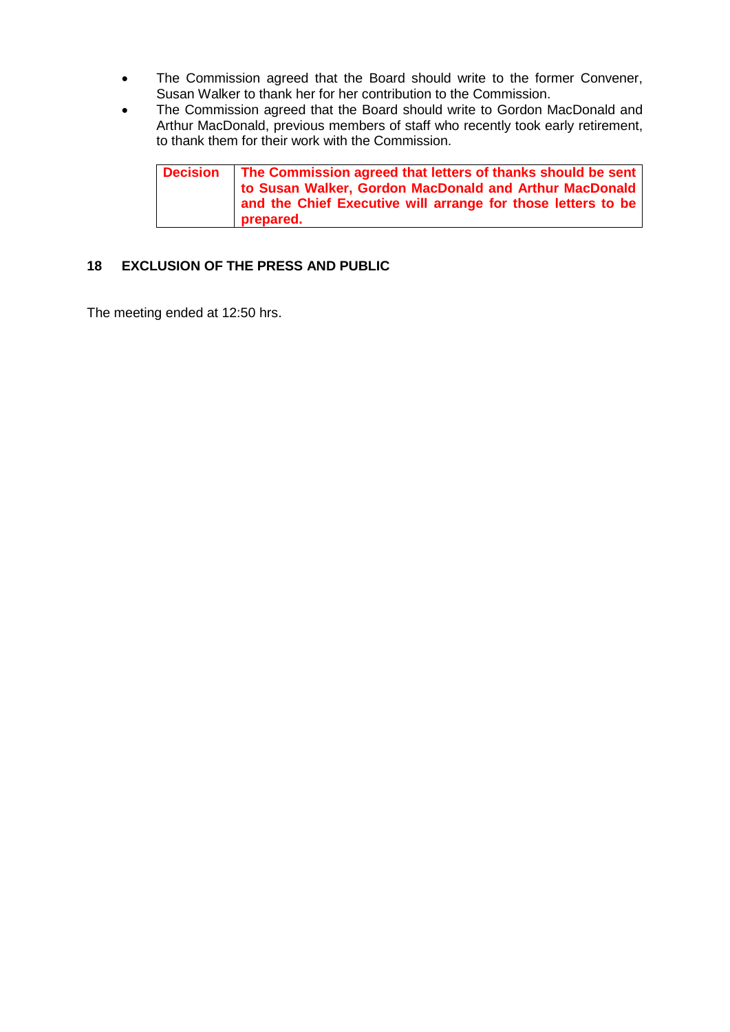- The Commission agreed that the Board should write to the former Convener, Susan Walker to thank her for her contribution to the Commission.
- The Commission agreed that the Board should write to Gordon MacDonald and Arthur MacDonald, previous members of staff who recently took early retirement, to thank them for their work with the Commission.

| | |
|---|---|
| **Decision** | **The Commission agreed that letters of thanks should be sent to Susan Walker, Gordon MacDonald and Arthur MacDonald and the Chief Executive will arrange for those letters to be prepared.** |

## 18 EXCLUSION OF THE PRESS AND PUBLIC

The meeting ended at 12:50 hrs.